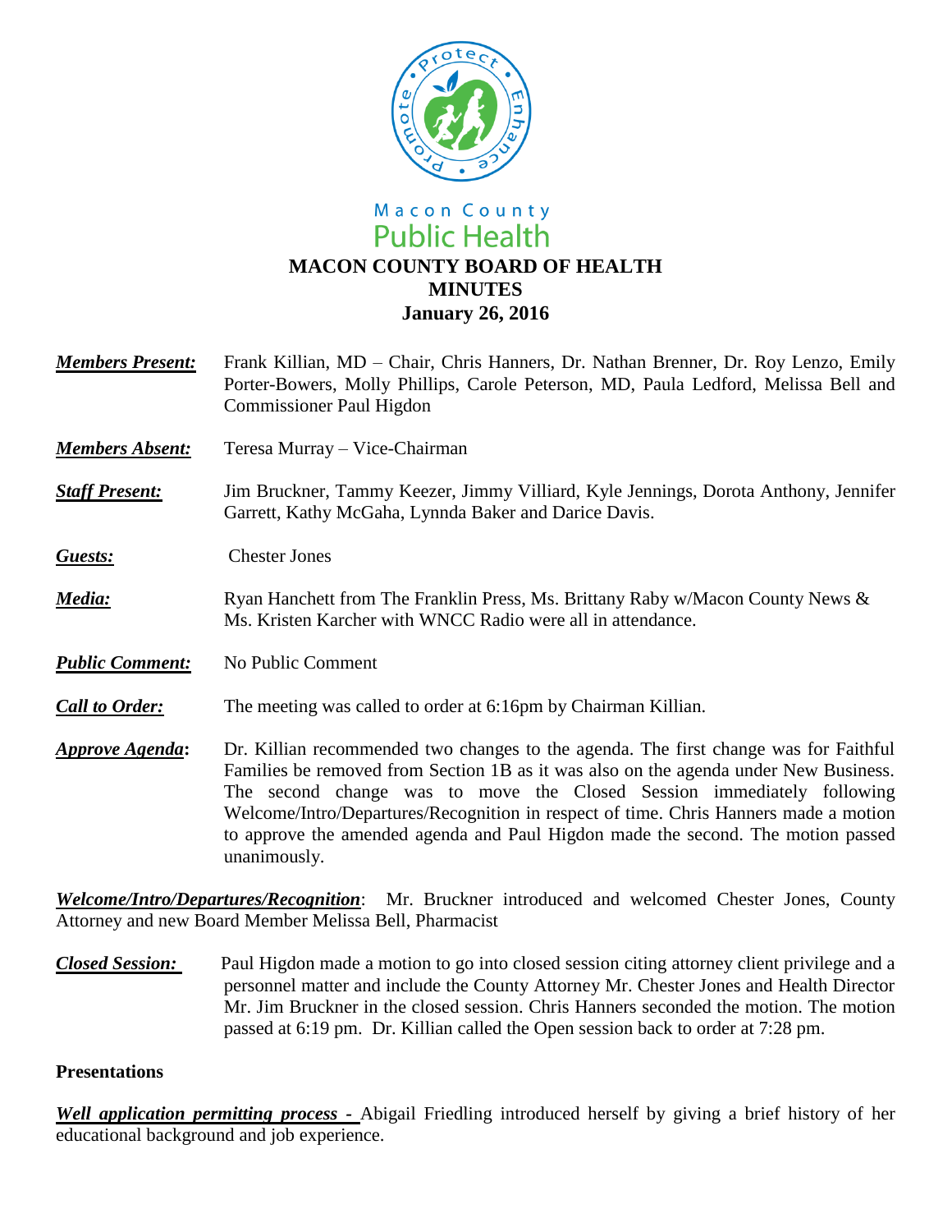Macon County
Public Health

# MACON COUNTY BOARD OF HEALTH
## MINUTES
### January 26, 2016

***Members Present:*** Frank Killian, MD – Chair, Chris Hanners, Dr. Nathan Brenner, Dr. Roy Lenzo, Emily Porter-Bowers, Molly Phillips, Carole Peterson, MD, Paula Ledford, Melissa Bell and Commissioner Paul Higdon

***Members Absent:*** Teresa Murray – Vice-Chairman

***Staff Present:*** Jim Bruckner, Tammy Keezer, Jimmy Villiard, Kyle Jennings, Dorota Anthony, Jennifer Garrett, Kathy McGaha, Lynnda Baker and Darice Davis.

***Guests:*** Chester Jones

***Media:*** Ryan Hanchett from The Franklin Press, Ms. Brittany Raby w/Macon County News & Ms. Kristen Karcher with WNCC Radio were all in attendance.

***Public Comment:*** No Public Comment

***Call to Order:*** The meeting was called to order at 6:16pm by Chairman Killian.

***Approve Agenda*:** Dr. Killian recommended two changes to the agenda. The first change was for Faithful Families be removed from Section 1B as it was also on the agenda under New Business. The second change was to move the Closed Session immediately following Welcome/Intro/Departures/Recognition in respect of time. Chris Hanners made a motion to approve the amended agenda and Paul Higdon made the second. The motion passed unanimously.

***Welcome/Intro/Departures/Recognition***: Mr. Bruckner introduced and welcomed Chester Jones, County Attorney and new Board Member Melissa Bell, Pharmacist

***Closed Session:*** Paul Higdon made a motion to go into closed session citing attorney client privilege and a personnel matter and include the County Attorney Mr. Chester Jones and Health Director Mr. Jim Bruckner in the closed session. Chris Hanners seconded the motion. The motion passed at 6:19 pm. Dr. Killian called the Open session back to order at 7:28 pm.

**Presentations**

***Well application permitting process -*** Abigail Friedling introduced herself by giving a brief history of her educational background and job experience.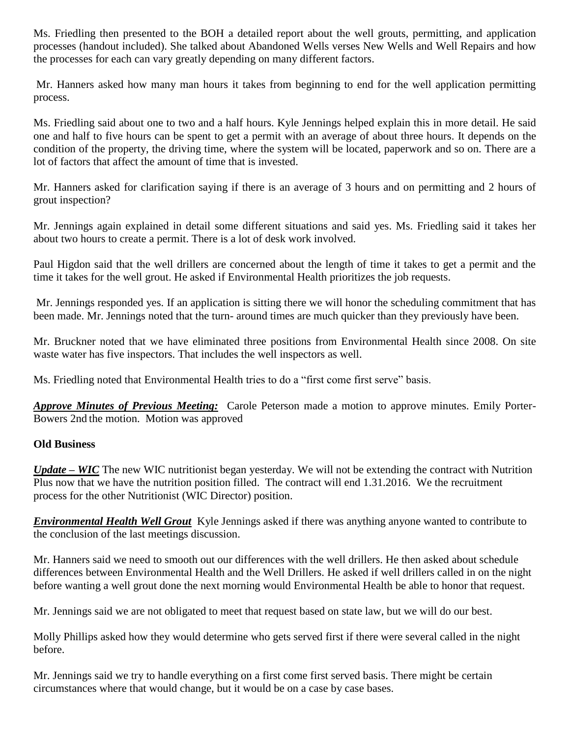Ms. Friedling then presented to the BOH a detailed report about the well grouts, permitting, and application processes (handout included). She talked about Abandoned Wells verses New Wells and Well Repairs and how the processes for each can vary greatly depending on many different factors.

Mr. Hanners asked how many man hours it takes from beginning to end for the well application permitting process.

Ms. Friedling said about one to two and a half hours. Kyle Jennings helped explain this in more detail. He said one and half to five hours can be spent to get a permit with an average of about three hours. It depends on the condition of the property, the driving time, where the system will be located, paperwork and so on. There are a lot of factors that affect the amount of time that is invested.

Mr. Hanners asked for clarification saying if there is an average of 3 hours and on permitting and 2 hours of grout inspection?

Mr. Jennings again explained in detail some different situations and said yes. Ms. Friedling said it takes her about two hours to create a permit. There is a lot of desk work involved.

Paul Higdon said that the well drillers are concerned about the length of time it takes to get a permit and the time it takes for the well grout. He asked if Environmental Health prioritizes the job requests.

Mr. Jennings responded yes. If an application is sitting there we will honor the scheduling commitment that has been made. Mr. Jennings noted that the turn- around times are much quicker than they previously have been.

Mr. Bruckner noted that we have eliminated three positions from Environmental Health since 2008. On site waste water has five inspectors. That includes the well inspectors as well.

Ms. Friedling noted that Environmental Health tries to do a "first come first serve" basis.

***Approve Minutes of Previous Meeting:*** Carole Peterson made a motion to approve minutes. Emily Porter-Bowers 2nd the motion. Motion was approved

**Old Business**

***Update – WIC*** The new WIC nutritionist began yesterday. We will not be extending the contract with Nutrition Plus now that we have the nutrition position filled. The contract will end 1.31.2016. We the recruitment process for the other Nutritionist (WIC Director) position.

***Environmental Health Well Grout*** Kyle Jennings asked if there was anything anyone wanted to contribute to the conclusion of the last meetings discussion.

Mr. Hanners said we need to smooth out our differences with the well drillers. He then asked about schedule differences between Environmental Health and the Well Drillers. He asked if well drillers called in on the night before wanting a well grout done the next morning would Environmental Health be able to honor that request.

Mr. Jennings said we are not obligated to meet that request based on state law, but we will do our best.

Molly Phillips asked how they would determine who gets served first if there were several called in the night before.

Mr. Jennings said we try to handle everything on a first come first served basis. There might be certain circumstances where that would change, but it would be on a case by case bases.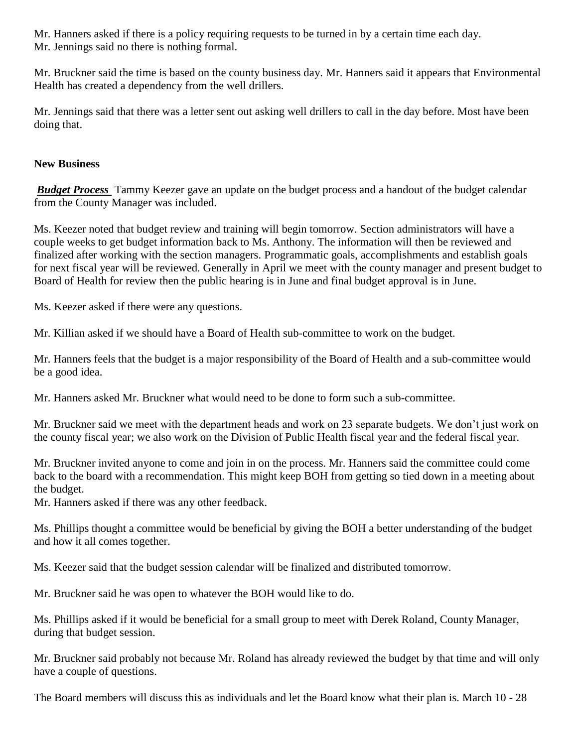Mr. Hanners asked if there is a policy requiring requests to be turned in by a certain time each day.
Mr. Jennings said no there is nothing formal.

Mr. Bruckner said the time is based on the county business day. Mr. Hanners said it appears that Environmental Health has created a dependency from the well drillers.

Mr. Jennings said that there was a letter sent out asking well drillers to call in the day before. Most have been doing that.

**New Business**

***Budget Process*** Tammy Keezer gave an update on the budget process and a handout of the budget calendar from the County Manager was included.

Ms. Keezer noted that budget review and training will begin tomorrow. Section administrators will have a couple weeks to get budget information back to Ms. Anthony. The information will then be reviewed and finalized after working with the section managers. Programmatic goals, accomplishments and establish goals for next fiscal year will be reviewed. Generally in April we meet with the county manager and present budget to Board of Health for review then the public hearing is in June and final budget approval is in June.

Ms. Keezer asked if there were any questions.

Mr. Killian asked if we should have a Board of Health sub-committee to work on the budget.

Mr. Hanners feels that the budget is a major responsibility of the Board of Health and a sub-committee would be a good idea.

Mr. Hanners asked Mr. Bruckner what would need to be done to form such a sub-committee.

Mr. Bruckner said we meet with the department heads and work on 23 separate budgets. We don't just work on the county fiscal year; we also work on the Division of Public Health fiscal year and the federal fiscal year.

Mr. Bruckner invited anyone to come and join in on the process. Mr. Hanners said the committee could come back to the board with a recommendation. This might keep BOH from getting so tied down in a meeting about the budget.
Mr. Hanners asked if there was any other feedback.

Ms. Phillips thought a committee would be beneficial by giving the BOH a better understanding of the budget and how it all comes together.

Ms. Keezer said that the budget session calendar will be finalized and distributed tomorrow.

Mr. Bruckner said he was open to whatever the BOH would like to do.

Ms. Phillips asked if it would be beneficial for a small group to meet with Derek Roland, County Manager, during that budget session.

Mr. Bruckner said probably not because Mr. Roland has already reviewed the budget by that time and will only have a couple of questions.

The Board members will discuss this as individuals and let the Board know what their plan is. March 10 - 28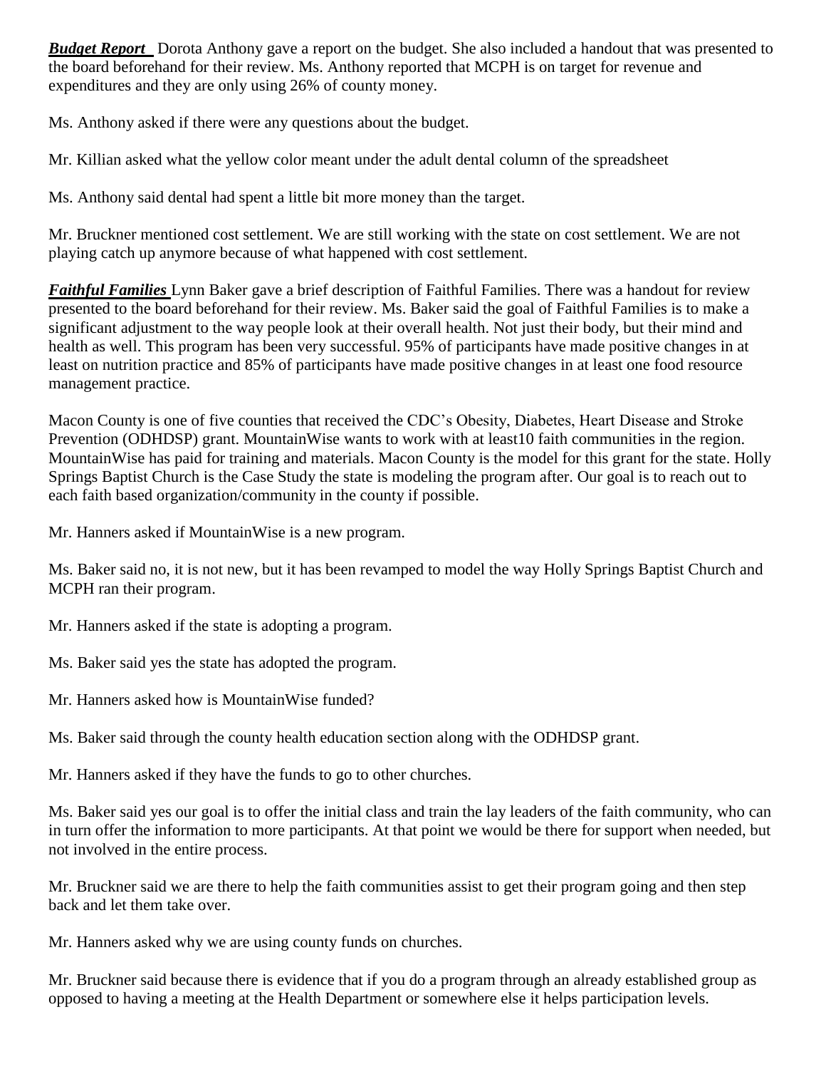***Budget Report*** Dorota Anthony gave a report on the budget. She also included a handout that was presented to the board beforehand for their review. Ms. Anthony reported that MCPH is on target for revenue and expenditures and they are only using 26% of county money.

Ms. Anthony asked if there were any questions about the budget.

Mr. Killian asked what the yellow color meant under the adult dental column of the spreadsheet

Ms. Anthony said dental had spent a little bit more money than the target.

Mr. Bruckner mentioned cost settlement. We are still working with the state on cost settlement. We are not playing catch up anymore because of what happened with cost settlement.

***Faithful Families*** Lynn Baker gave a brief description of Faithful Families. There was a handout for review presented to the board beforehand for their review. Ms. Baker said the goal of Faithful Families is to make a significant adjustment to the way people look at their overall health. Not just their body, but their mind and health as well. This program has been very successful. 95% of participants have made positive changes in at least on nutrition practice and 85% of participants have made positive changes in at least one food resource management practice.

Macon County is one of five counties that received the CDC's Obesity, Diabetes, Heart Disease and Stroke Prevention (ODHDSP) grant. MountainWise wants to work with at least10 faith communities in the region. MountainWise has paid for training and materials. Macon County is the model for this grant for the state. Holly Springs Baptist Church is the Case Study the state is modeling the program after. Our goal is to reach out to each faith based organization/community in the county if possible.

Mr. Hanners asked if MountainWise is a new program.

Ms. Baker said no, it is not new, but it has been revamped to model the way Holly Springs Baptist Church and MCPH ran their program.

Mr. Hanners asked if the state is adopting a program.

Ms. Baker said yes the state has adopted the program.

Mr. Hanners asked how is MountainWise funded?

Ms. Baker said through the county health education section along with the ODHDSP grant.

Mr. Hanners asked if they have the funds to go to other churches.

Ms. Baker said yes our goal is to offer the initial class and train the lay leaders of the faith community, who can in turn offer the information to more participants. At that point we would be there for support when needed, but not involved in the entire process.

Mr. Bruckner said we are there to help the faith communities assist to get their program going and then step back and let them take over.

Mr. Hanners asked why we are using county funds on churches.

Mr. Bruckner said because there is evidence that if you do a program through an already established group as opposed to having a meeting at the Health Department or somewhere else it helps participation levels.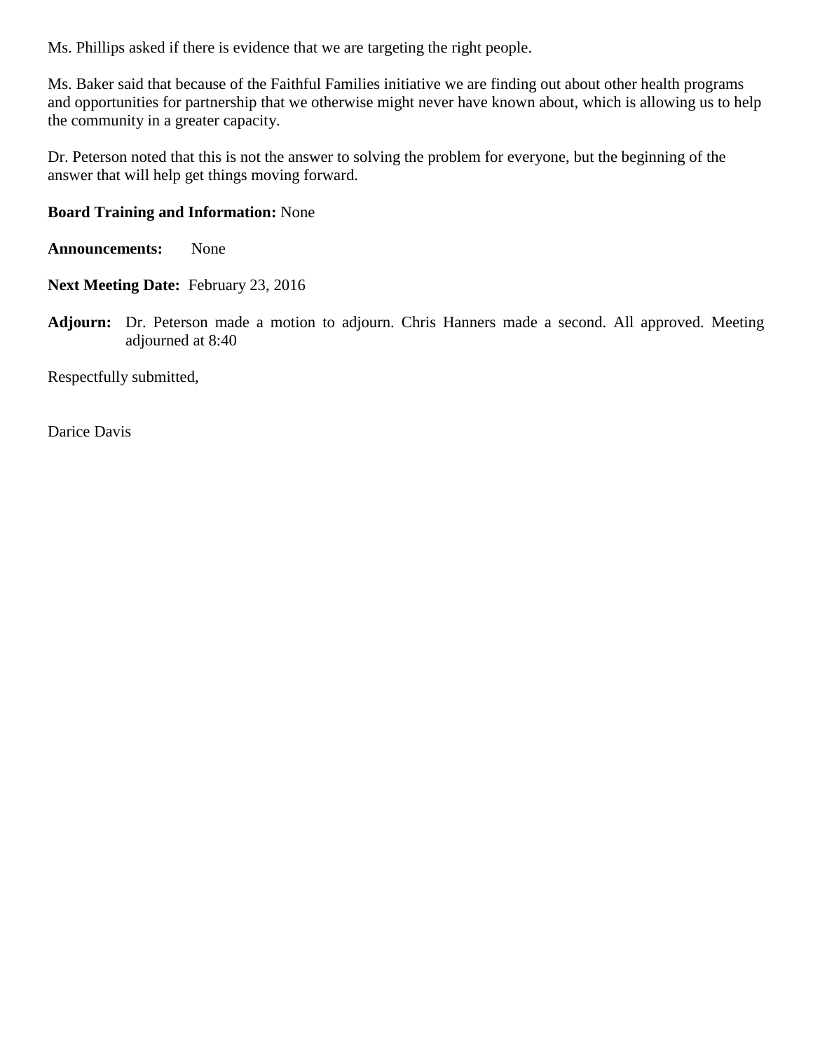Ms. Phillips asked if there is evidence that we are targeting the right people.

Ms. Baker said that because of the Faithful Families initiative we are finding out about other health programs and opportunities for partnership that we otherwise might never have known about, which is allowing us to help the community in a greater capacity.

Dr. Peterson noted that this is not the answer to solving the problem for everyone, but the beginning of the answer that will help get things moving forward.

**Board Training and Information:** None

**Announcements:** None

**Next Meeting Date:** February 23, 2016

**Adjourn:** Dr. Peterson made a motion to adjourn. Chris Hanners made a second. All approved. Meeting adjourned at 8:40

Respectfully submitted,

Darice Davis